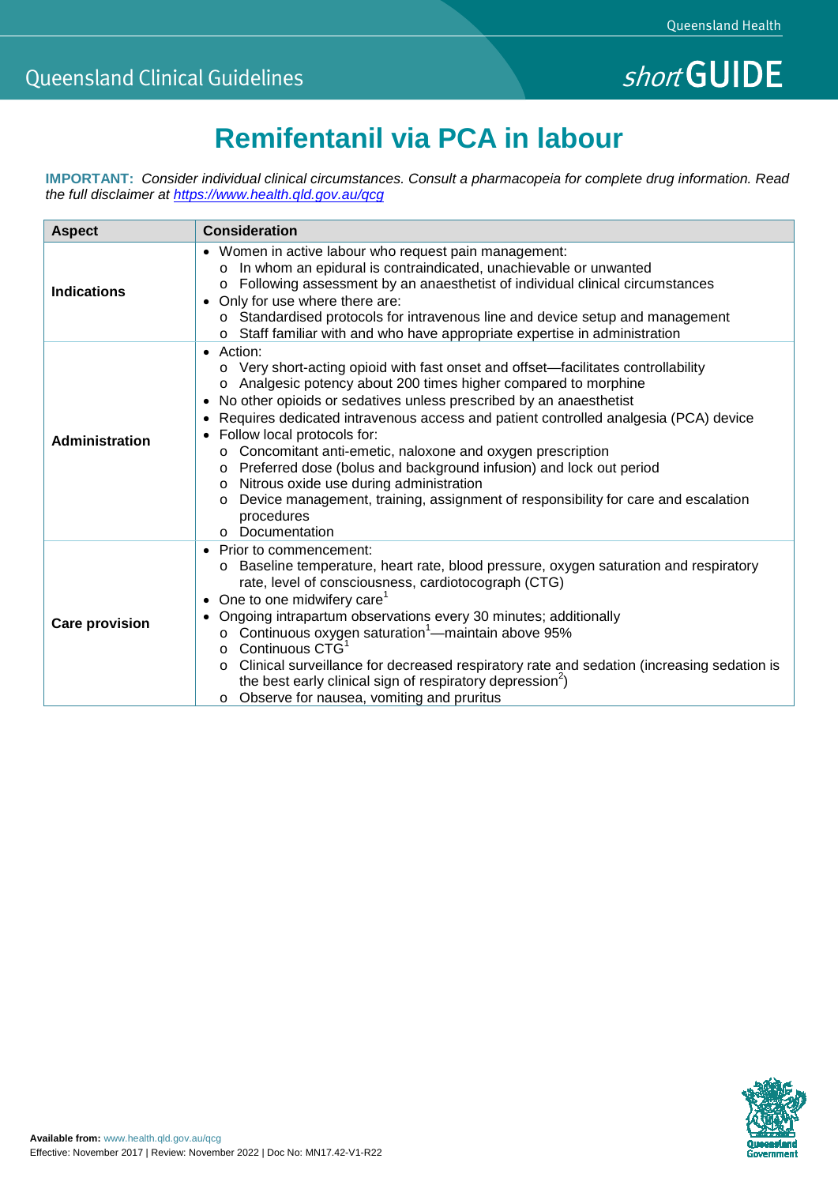Queensland Clinical Guidelines

*short* GUIDE

# Remifentanil via PCA in labour

**IMPORTANT:** *Consider individual clinical circumstances. Consult a pharmacopeia for complete drug information. Read the full disclaimer at https://www.health.qld.gov.au/qcg*

| Aspect | Consideration |
|---|---|
| **Indications** | • Women in active labour who request pain management:<br>  ○ In whom an epidural is contraindicated, unachievable or unwanted<br>  ○ Following assessment by an anaesthetist of individual clinical circumstances<br>• Only for use where there are:<br>  ○ Standardised protocols for intravenous line and device setup and management<br>  ○ Staff familiar with and who have appropriate expertise in administration |
| **Administration** | • Action:<br>  ○ Very short-acting opioid with fast onset and offset—facilitates controllability<br>  ○ Analgesic potency about 200 times higher compared to morphine<br>• No other opioids or sedatives unless prescribed by an anaesthetist<br>• Requires dedicated intravenous access and patient controlled analgesia (PCA) device<br>• Follow local protocols for:<br>  ○ Concomitant anti-emetic, naloxone and oxygen prescription<br>  ○ Preferred dose (bolus and background infusion) and lock out period<br>  ○ Nitrous oxide use during administration<br>  ○ Device management, training, assignment of responsibility for care and escalation procedures<br>  ○ Documentation |
| **Care provision** | • Prior to commencement:<br>  ○ Baseline temperature, heart rate, blood pressure, oxygen saturation and respiratory rate, level of consciousness, cardiotocograph (CTG)<br>• One to one midwifery care[1]<br>• Ongoing intrapartum observations every 30 minutes; additionally<br>  ○ Continuous oxygen saturation[1]—maintain above 95%<br>  ○ Continuous CTG[1]<br>  ○ Clinical surveillance for decreased respiratory rate and sedation (increasing sedation is the best early clinical sign of respiratory depression[2])<br>  ○ Observe for nausea, vomiting and pruritus |

**Available from:** www.health.qld.gov.au/qcg
Effective: November 2017 | Review: November 2022 | Doc No: MN17.42-V1-R22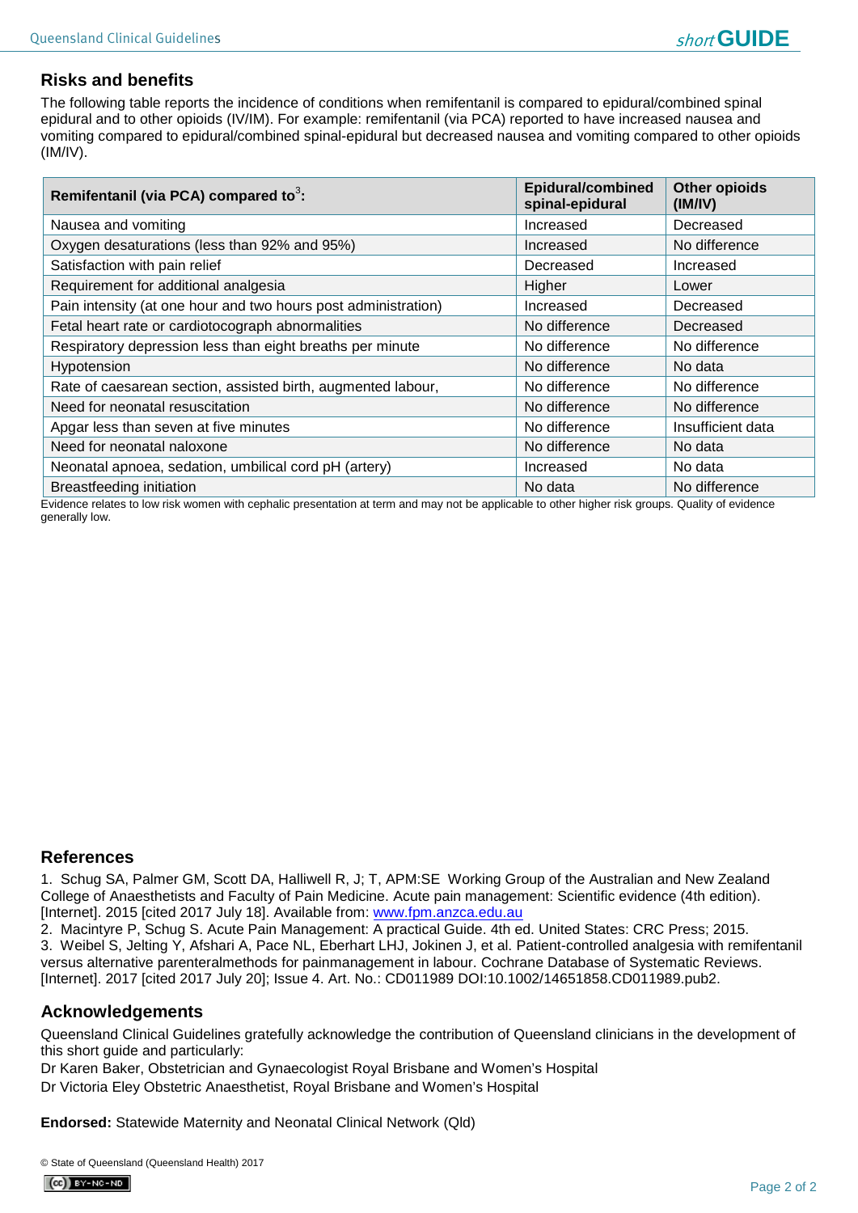## Risks and benefits

The following table reports the incidence of conditions when remifentanil is compared to epidural/combined spinal epidural and to other opioids (IV/IM). For example: remifentanil (via PCA) reported to have increased nausea and vomiting compared to epidural/combined spinal-epidural but decreased nausea and vomiting compared to other opioids (IM/IV).

| Remifentanil (via PCA) compared to[3]: | Epidural/combined spinal-epidural | Other opioids (IM/IV) |
|---|---|---|
| Nausea and vomiting | Increased | Decreased |
| Oxygen desaturations (less than 92% and 95%) | Increased | No difference |
| Satisfaction with pain relief | Decreased | Increased |
| Requirement for additional analgesia | Higher | Lower |
| Pain intensity (at one hour and two hours post administration) | Increased | Decreased |
| Fetal heart rate or cardiotocograph abnormalities | No difference | Decreased |
| Respiratory depression less than eight breaths per minute | No difference | No difference |
| Hypotension | No difference | No data |
| Rate of caesarean section, assisted birth, augmented labour, | No difference | No difference |
| Need for neonatal resuscitation | No difference | No difference |
| Apgar less than seven at five minutes | No difference | Insufficient data |
| Need for neonatal naloxone | No difference | No data |
| Neonatal apnoea, sedation, umbilical cord pH (artery) | Increased | No data |
| Breastfeeding initiation | No data | No difference |

Evidence relates to low risk women with cephalic presentation at term and may not be applicable to other higher risk groups. Quality of evidence generally low.

## References

1. Schug SA, Palmer GM, Scott DA, Halliwell R, J; T, APM:SE Working Group of the Australian and New Zealand College of Anaesthetists and Faculty of Pain Medicine. Acute pain management: Scientific evidence (4th edition). [Internet]. 2015 [cited 2017 July 18]. Available from: www.fpm.anzca.edu.au
2. Macintyre P, Schug S. Acute Pain Management: A practical Guide. 4th ed. United States: CRC Press; 2015.
3. Weibel S, Jelting Y, Afshari A, Pace NL, Eberhart LHJ, Jokinen J, et al. Patient-controlled analgesia with remifentanil versus alternative parenteralmethods for painmanagement in labour. Cochrane Database of Systematic Reviews. [Internet]. 2017 [cited 2017 July 20]; Issue 4. Art. No.: CD011989 DOI:10.1002/14651858.CD011989.pub2.

## Acknowledgements

Queensland Clinical Guidelines gratefully acknowledge the contribution of Queensland clinicians in the development of this short guide and particularly:

Dr Karen Baker, Obstetrician and Gynaecologist Royal Brisbane and Women's Hospital

Dr Victoria Eley Obstetric Anaesthetist, Royal Brisbane and Women's Hospital

**Endorsed:** Statewide Maternity and Neonatal Clinical Network (Qld)

© State of Queensland (Queensland Health) 2017